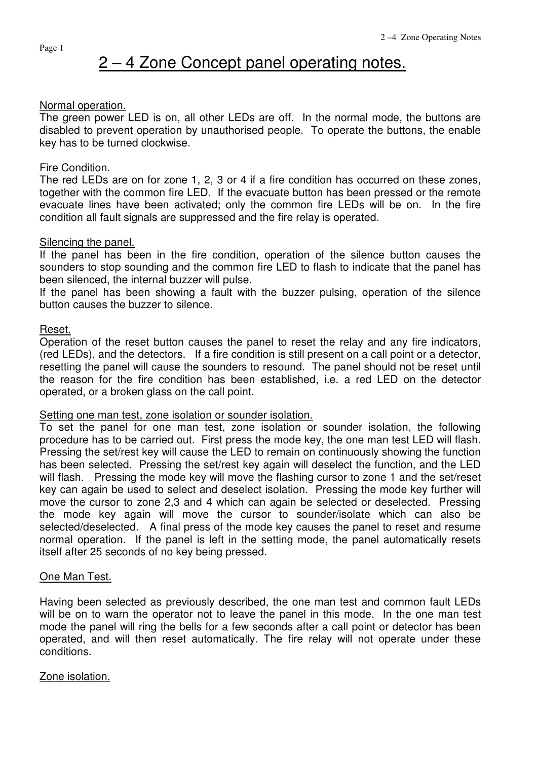# 2 – 4 Zone Concept panel operating notes.

## Normal operation.

The green power LED is on, all other LEDs are off. In the normal mode, the buttons are disabled to prevent operation by unauthorised people. To operate the buttons, the enable key has to be turned clockwise.

## Fire Condition.

The red LEDs are on for zone 1, 2, 3 or 4 if a fire condition has occurred on these zones, together with the common fire LED. If the evacuate button has been pressed or the remote evacuate lines have been activated; only the common fire LEDs will be on. In the fire condition all fault signals are suppressed and the fire relay is operated.

## Silencing the panel.

If the panel has been in the fire condition, operation of the silence button causes the sounders to stop sounding and the common fire LED to flash to indicate that the panel has been silenced, the internal buzzer will pulse.

If the panel has been showing a fault with the buzzer pulsing, operation of the silence button causes the buzzer to silence.

## Reset.

Operation of the reset button causes the panel to reset the relay and any fire indicators, (red LEDs), and the detectors. If a fire condition is still present on a call point or a detector, resetting the panel will cause the sounders to resound. The panel should not be reset until the reason for the fire condition has been established, i.e. a red LED on the detector operated, or a broken glass on the call point.

## Setting one man test, zone isolation or sounder isolation.

To set the panel for one man test, zone isolation or sounder isolation, the following procedure has to be carried out. First press the mode key, the one man test LED will flash. Pressing the set/rest key will cause the LED to remain on continuously showing the function has been selected. Pressing the set/rest key again will deselect the function, and the LED will flash. Pressing the mode key will move the flashing cursor to zone 1 and the set/reset key can again be used to select and deselect isolation. Pressing the mode key further will move the cursor to zone 2,3 and 4 which can again be selected or deselected. Pressing the mode key again will move the cursor to sounder/isolate which can also be selected/deselected. A final press of the mode key causes the panel to reset and resume normal operation. If the panel is left in the setting mode, the panel automatically resets itself after 25 seconds of no key being pressed.

## One Man Test.

Having been selected as previously described, the one man test and common fault LEDs will be on to warn the operator not to leave the panel in this mode. In the one man test mode the panel will ring the bells for a few seconds after a call point or detector has been operated, and will then reset automatically. The fire relay will not operate under these conditions.

## Zone isolation.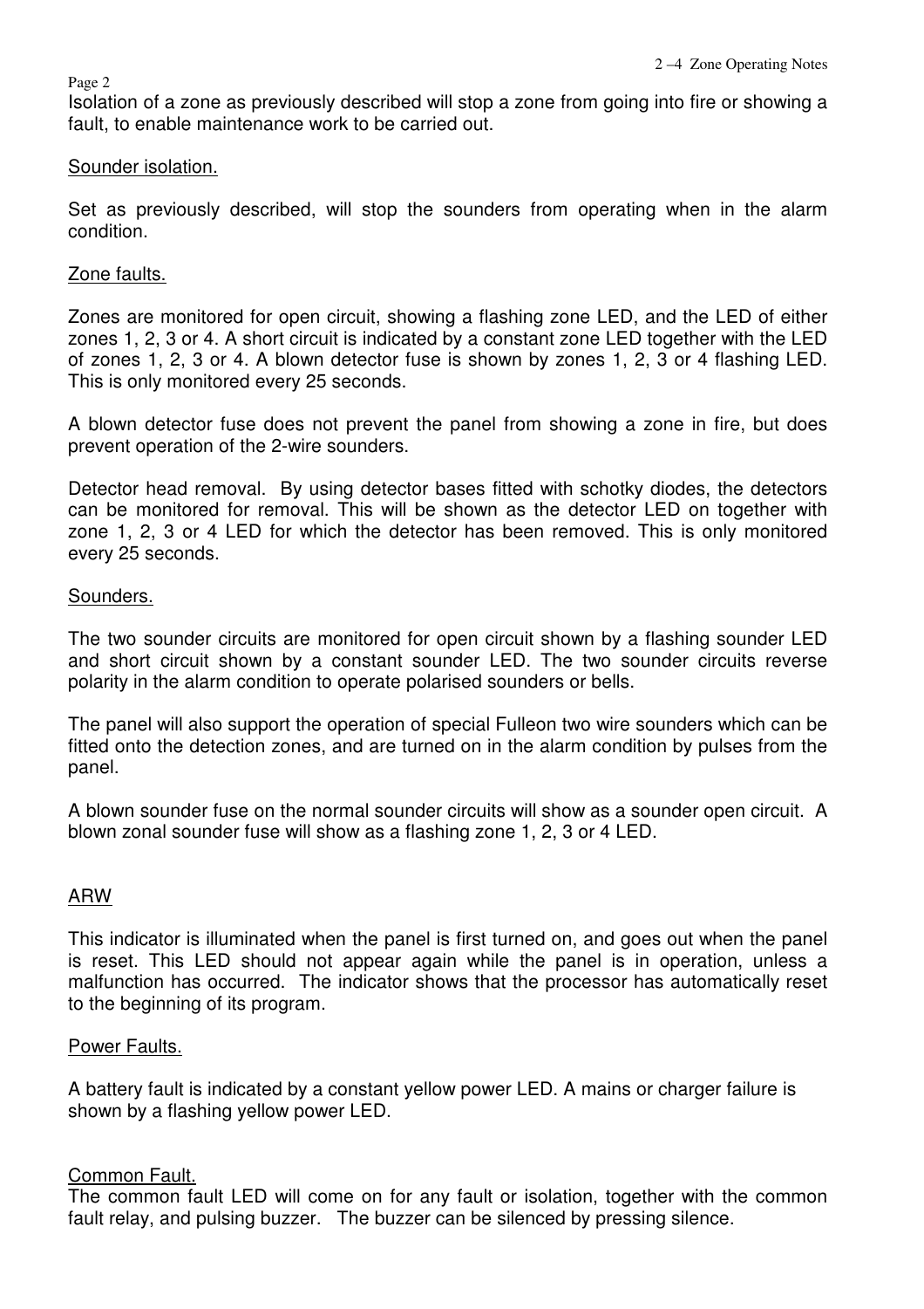Isolation of a zone as previously described will stop a zone from going into fire or showing a fault, to enable maintenance work to be carried out.

## Sounder isolation.

Set as previously described, will stop the sounders from operating when in the alarm condition.

## Zone faults.

Zones are monitored for open circuit, showing a flashing zone LED, and the LED of either zones 1, 2, 3 or 4. A short circuit is indicated by a constant zone LED together with the LED of zones 1, 2, 3 or 4. A blown detector fuse is shown by zones 1, 2, 3 or 4 flashing LED. This is only monitored every 25 seconds.

A blown detector fuse does not prevent the panel from showing a zone in fire, but does prevent operation of the 2-wire sounders.

Detector head removal. By using detector bases fitted with schotky diodes, the detectors can be monitored for removal. This will be shown as the detector LED on together with zone 1, 2, 3 or 4 LED for which the detector has been removed. This is only monitored every 25 seconds.

## Sounders.

The two sounder circuits are monitored for open circuit shown by a flashing sounder LED and short circuit shown by a constant sounder LED. The two sounder circuits reverse polarity in the alarm condition to operate polarised sounders or bells.

The panel will also support the operation of special Fulleon two wire sounders which can be fitted onto the detection zones, and are turned on in the alarm condition by pulses from the panel.

A blown sounder fuse on the normal sounder circuits will show as a sounder open circuit. A blown zonal sounder fuse will show as a flashing zone 1, 2, 3 or 4 LED.

## ARW

This indicator is illuminated when the panel is first turned on, and goes out when the panel is reset. This LED should not appear again while the panel is in operation, unless a malfunction has occurred. The indicator shows that the processor has automatically reset to the beginning of its program.

## Power Faults.

A battery fault is indicated by a constant yellow power LED. A mains or charger failure is shown by a flashing yellow power LED.

## Common Fault.

The common fault LED will come on for any fault or isolation, together with the common fault relay, and pulsing buzzer. The buzzer can be silenced by pressing silence.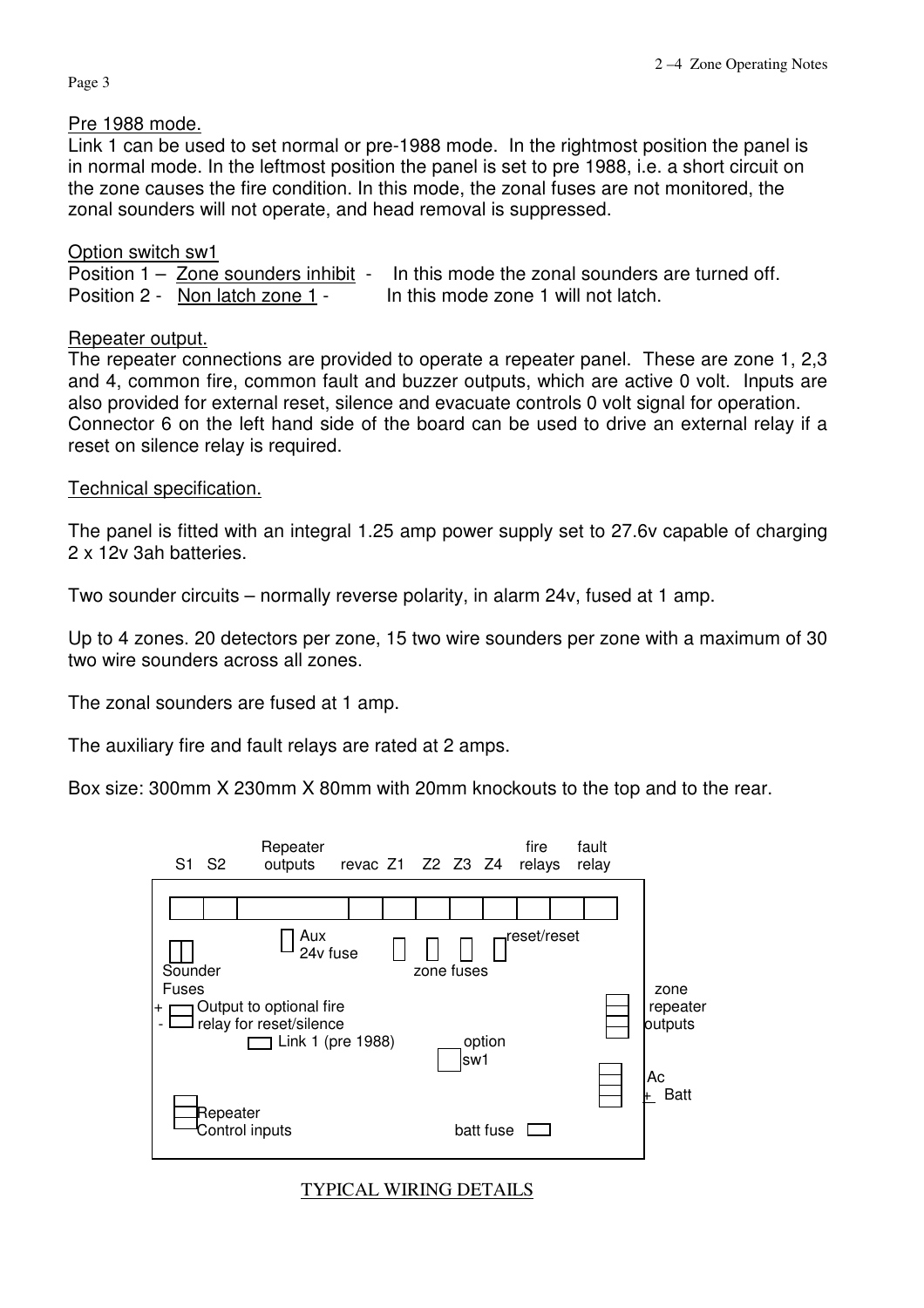Pre 1988 mode.

Link 1 can be used to set normal or pre-1988 mode. In the rightmost position the panel is in normal mode. In the leftmost position the panel is set to pre 1988, i.e. a short circuit on the zone causes the fire condition. In this mode, the zonal fuses are not monitored, the zonal sounders will not operate, and head removal is suppressed.

Option switch sw1

Position 1 – Zone sounders inhibit - In this mode the zonal sounders are turned off.
Position 2 - Non latch zone 1 - In this mode zone 1 will not latch.

Repeater output.

The repeater connections are provided to operate a repeater panel. These are zone 1, 2,3 and 4, common fire, common fault and buzzer outputs, which are active 0 volt. Inputs are also provided for external reset, silence and evacuate controls 0 volt signal for operation. Connector 6 on the left hand side of the board can be used to drive an external relay if a reset on silence relay is required.

Technical specification.

The panel is fitted with an integral 1.25 amp power supply set to 27.6v capable of charging 2 x 12v 3ah batteries.

Two sounder circuits – normally reverse polarity, in alarm 24v, fused at 1 amp.

Up to 4 zones. 20 detectors per zone, 15 two wire sounders per zone with a maximum of 30 two wire sounders across all zones.

The zonal sounders are fused at 1 amp.

The auxiliary fire and fault relays are rated at 2 amps.

Box size: 300mm X 230mm X 80mm with 20mm knockouts to the top and to the rear.

S1 S2 Repeater outputs revac Z1 Z2 Z3 Z4 fire relays fault relay

Aux 24v fuse

reset/reset

Sounder Fuses

zone fuses

zone repeater outputs

+ - Output to optional fire relay for reset/silence

Link 1 (pre 1988)

option sw1

Ac + Batt

Repeater Control inputs

batt fuse

TYPICAL WIRING DETAILS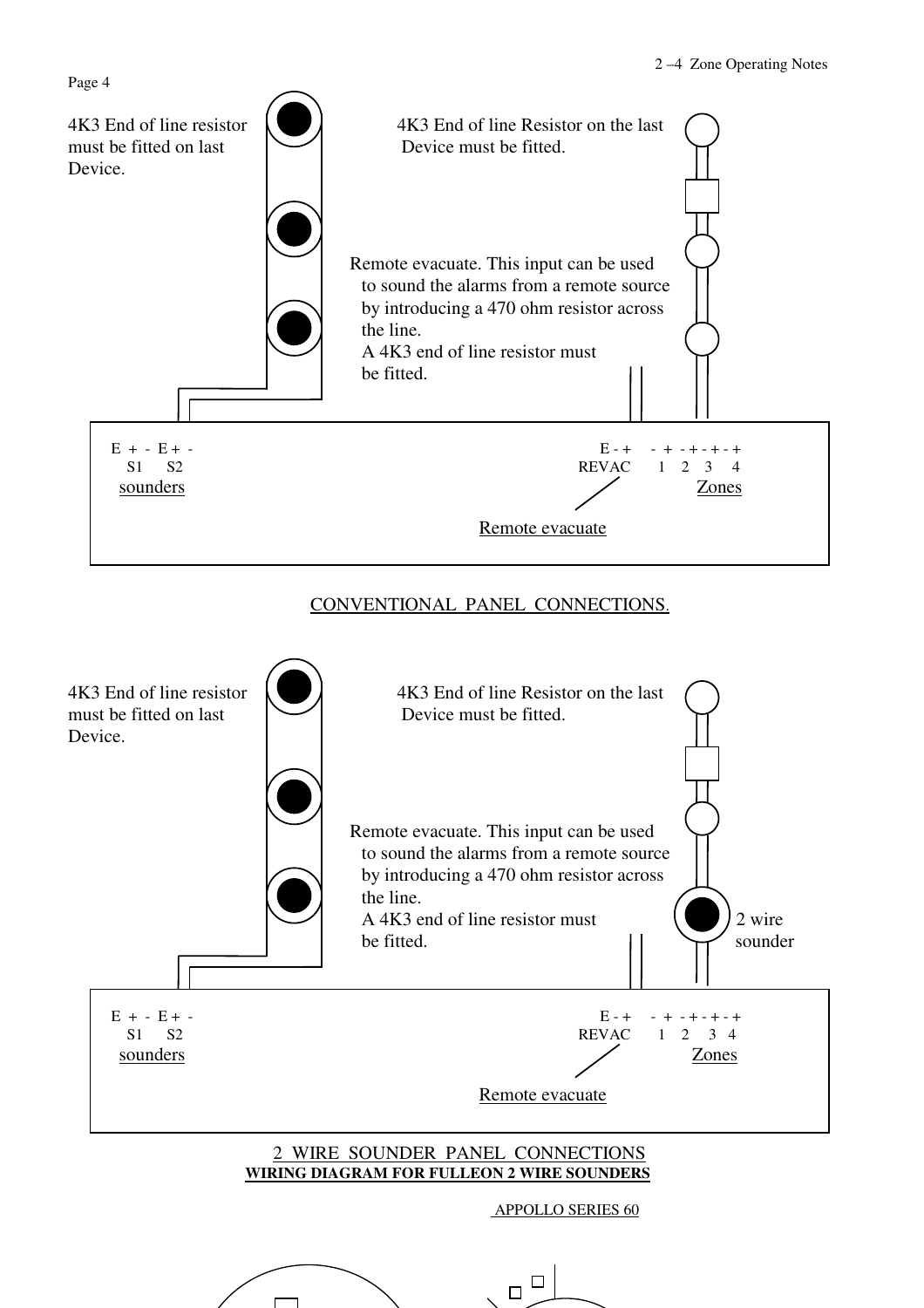4K3 End of line resistor must be fitted on last Device.

4K3 End of line Resistor on the last Device must be fitted.

Remote evacuate. This input can be used to sound the alarms from a remote source by introducing a 470 ohm resistor across the line.
A 4K3 end of line resistor must be fitted.

E + - E + -
S1 S2
sounders

E - +
REVAC

\- + - + - + - +
1 2 3 4
Zones

Remote evacuate

CONVENTIONAL PANEL CONNECTIONS.

4K3 End of line resistor must be fitted on last Device.

4K3 End of line Resistor on the last Device must be fitted.

Remote evacuate. This input can be used to sound the alarms from a remote source by introducing a 470 ohm resistor across the line.
A 4K3 end of line resistor must be fitted.

2 wire sounder

E + - E + -
S1 S2
sounders

E - +
REVAC

\- + - + - + - +
1 2 3 4
Zones

Remote evacuate

2 WIRE SOUNDER PANEL CONNECTIONS

**WIRING DIAGRAM FOR FULLEON 2 WIRE SOUNDERS**

APPOLLO SERIES 60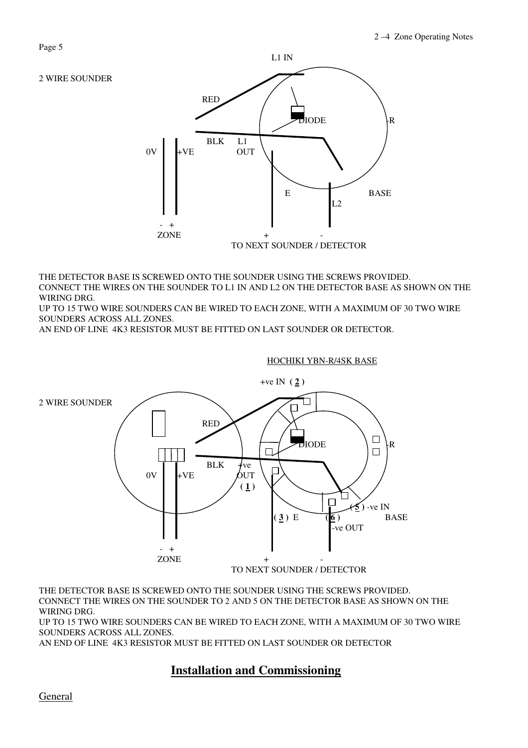2 WIRE SOUNDER

L1 IN

RED

DIODE

-R

BLK L1 OUT

0V +VE

E BASE

L2

- +
ZONE

+ -
TO NEXT SOUNDER / DETECTOR

THE DETECTOR BASE IS SCREWED ONTO THE SOUNDER USING THE SCREWS PROVIDED.
CONNECT THE WIRES ON THE SOUNDER TO L1 IN AND L2 ON THE DETECTOR BASE AS SHOWN ON THE WIRING DRG.
UP TO 15 TWO WIRE SOUNDERS CAN BE WIRED TO EACH ZONE, WITH A MAXIMUM OF 30 TWO WIRE SOUNDERS ACROSS ALL ZONES.
AN END OF LINE 4K3 RESISTOR MUST BE FITTED ON LAST SOUNDER OR DETECTOR.

HOCHIKI YBN-R/4SK BASE

+ve IN ( 2 )

2 WIRE SOUNDER

RED

DIODE

-R

BLK +ve OUT ( 1 )

0V +VE

( 5 ) -ve IN

( 3 ) E ( 6 ) BASE

-ve OUT

- +
ZONE

+ -
TO NEXT SOUNDER / DETECTOR

THE DETECTOR BASE IS SCREWED ONTO THE SOUNDER USING THE SCREWS PROVIDED.
CONNECT THE WIRES ON THE SOUNDER TO 2 AND 5 ON THE DETECTOR BASE AS SHOWN ON THE WIRING DRG.
UP TO 15 TWO WIRE SOUNDERS CAN BE WIRED TO EACH ZONE, WITH A MAXIMUM OF 30 TWO WIRE SOUNDERS ACROSS ALL ZONES.
AN END OF LINE 4K3 RESISTOR MUST BE FITTED ON LAST SOUNDER OR DETECTOR

## Installation and Commissioning

General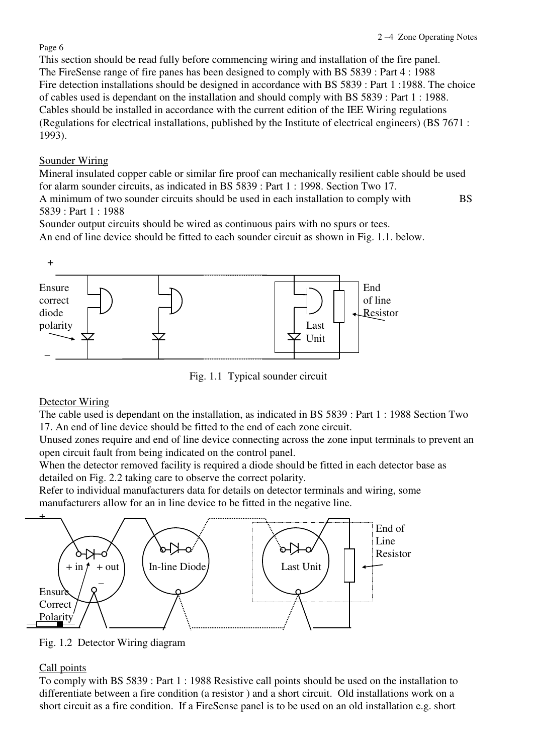This section should be read fully before commencing wiring and installation of the fire panel.
The FireSense range of fire panes has been designed to comply with BS 5839 : Part 4 : 1988
Fire detection installations should be designed in accordance with BS 5839 : Part 1 :1988. The choice of cables used is dependant on the installation and should comply with BS 5839 : Part 1 : 1988.
Cables should be installed in accordance with the current edition of the IEE Wiring regulations (Regulations for electrical installations, published by the Institute of electrical engineers) (BS 7671 : 1993).

## Sounder Wiring

Mineral insulated copper cable or similar fire proof can mechanically resilient cable should be used for alarm sounder circuits, as indicated in BS 5839 : Part 1 : 1998. Section Two 17.
A minimum of two sounder circuits should be used in each installation to comply with BS 5839 : Part 1 : 1988
Sounder output circuits should be wired as continuous pairs with no spurs or tees.
An end of line device should be fitted to each sounder circuit as shown in Fig. 1.1. below.

Fig. 1.1 Typical sounder circuit

## Detector Wiring

The cable used is dependant on the installation, as indicated in BS 5839 : Part 1 : 1988 Section Two 17. An end of line device should be fitted to the end of each zone circuit.
Unused zones require and end of line device connecting across the zone input terminals to prevent an open circuit fault from being indicated on the control panel.
When the detector removed facility is required a diode should be fitted in each detector base as detailed on Fig. 2.2 taking care to observe the correct polarity.
Refer to individual manufacturers data for details on detector terminals and wiring, some manufacturers allow for an in line device to be fitted in the negative line.

Fig. 1.2 Detector Wiring diagram

## Call points

To comply with BS 5839 : Part 1 : 1988 Resistive call points should be used on the installation to differentiate between a fire condition (a resistor ) and a short circuit. Old installations work on a short circuit as a fire condition. If a FireSense panel is to be used on an old installation e.g. short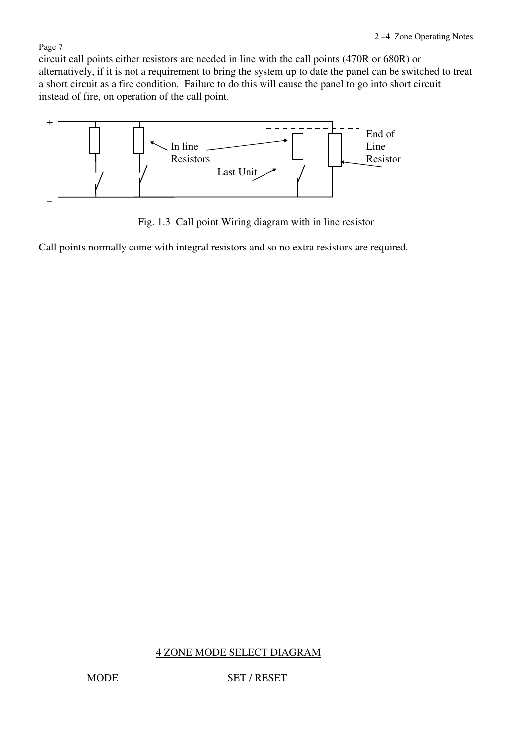circuit call points either resistors are needed in line with the call points (470R or 680R) or alternatively, if it is not a requirement to bring the system up to date the panel can be switched to treat a short circuit as a fire condition. Failure to do this will cause the panel to go into short circuit instead of fire, on operation of the call point.

Fig. 1.3 Call point Wiring diagram with in line resistor

Call points normally come with integral resistors and so no extra resistors are required.

4 ZONE MODE SELECT DIAGRAM

MODE SET / RESET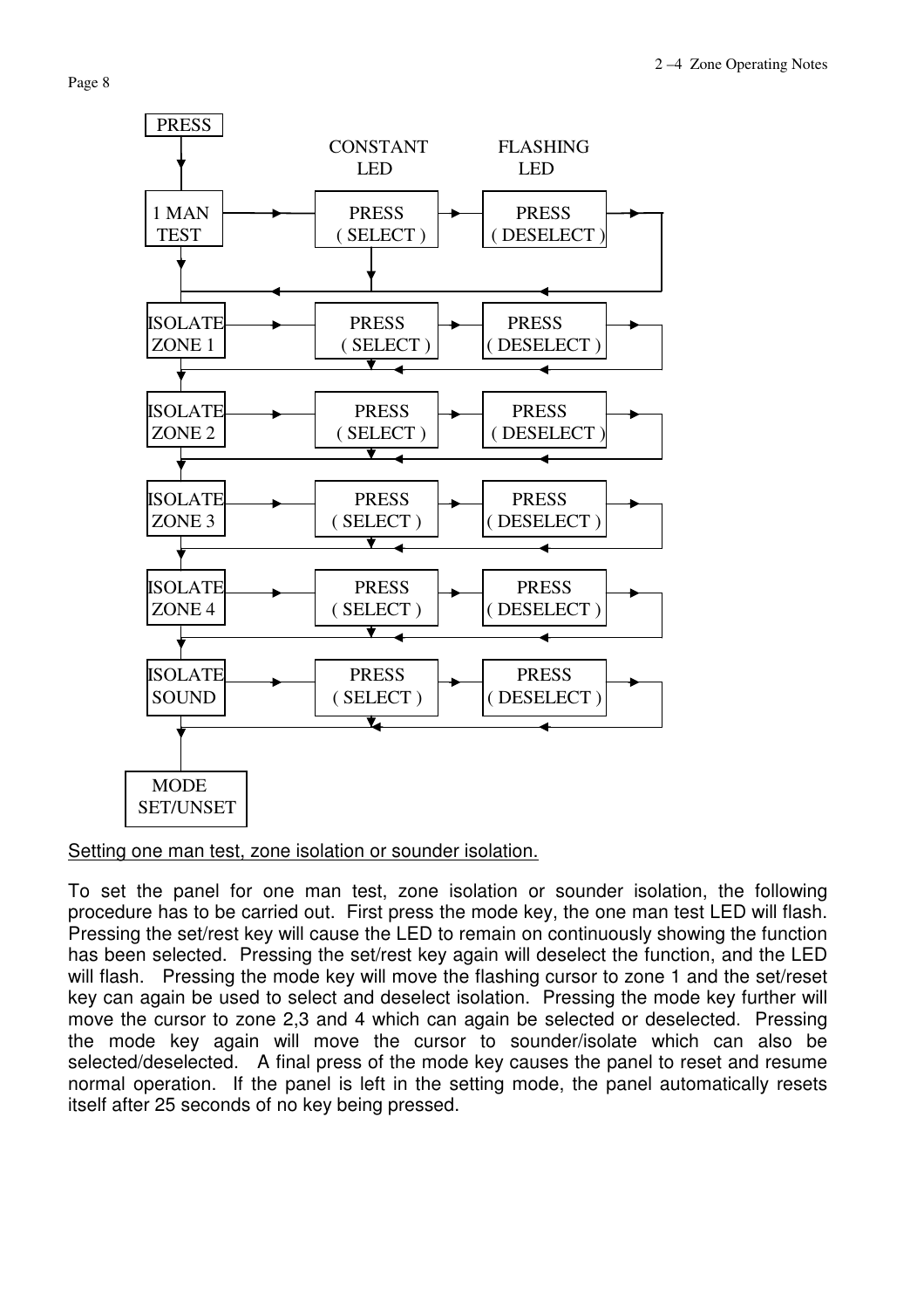PRESS

CONSTANT LED

FLASHING LED

1 MAN TEST

PRESS ( SELECT )

PRESS ( DESELECT )

ISOLATE ZONE 1

PRESS ( SELECT )

PRESS ( DESELECT )

ISOLATE ZONE 2

PRESS ( SELECT )

PRESS ( DESELECT )

ISOLATE ZONE 3

PRESS ( SELECT )

PRESS ( DESELECT )

ISOLATE ZONE 4

PRESS ( SELECT )

PRESS ( DESELECT )

ISOLATE SOUND

PRESS ( SELECT )

PRESS ( DESELECT )

MODE SET/UNSET

Setting one man test, zone isolation or sounder isolation.

To set the panel for one man test, zone isolation or sounder isolation, the following procedure has to be carried out. First press the mode key, the one man test LED will flash. Pressing the set/rest key will cause the LED to remain on continuously showing the function has been selected. Pressing the set/rest key again will deselect the function, and the LED will flash. Pressing the mode key will move the flashing cursor to zone 1 and the set/reset key can again be used to select and deselect isolation. Pressing the mode key further will move the cursor to zone 2,3 and 4 which can again be selected or deselected. Pressing the mode key again will move the cursor to sounder/isolate which can also be selected/deselected. A final press of the mode key causes the panel to reset and resume normal operation. If the panel is left in the setting mode, the panel automatically resets itself after 25 seconds of no key being pressed.